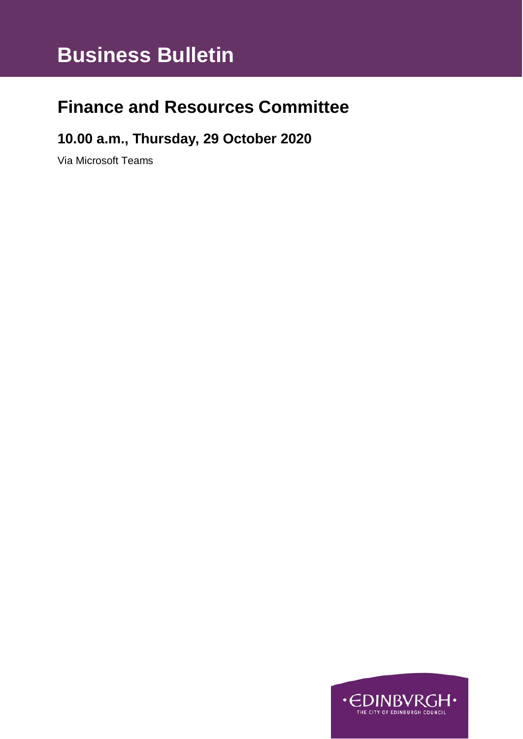# Business Bulletin

## Finance and Resources Committee

### 10.00 a.m., Thursday, 29 October 2020

Via Microsoft Teams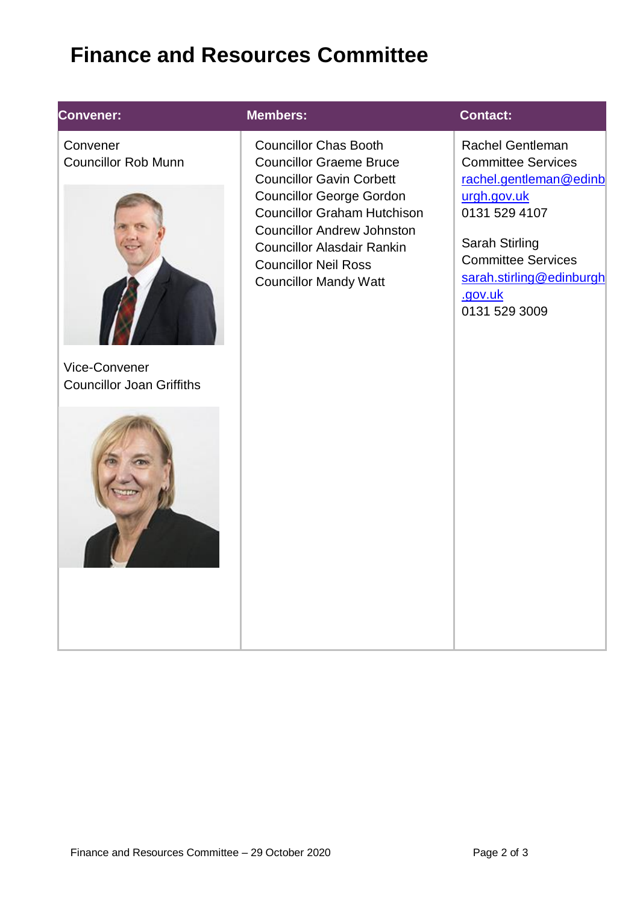# Finance and Resources Committee

| Convener: | Members: | Contact: |
| --- | --- | --- |
| Convener<br>Councillor Rob Munn<br><br>Vice-Convener<br>Councillor Joan Griffiths | Councillor Chas Booth<br>Councillor Graeme Bruce<br>Councillor Gavin Corbett<br>Councillor George Gordon<br>Councillor Graham Hutchison<br>Councillor Andrew Johnston<br>Councillor Alasdair Rankin<br>Councillor Neil Ross<br>Councillor Mandy Watt | Rachel Gentleman<br>Committee Services<br>rachel.gentleman@edinburgh.gov.uk<br>0131 529 4107<br><br>Sarah Stirling<br>Committee Services<br>sarah.stirling@edinburgh.gov.uk<br>0131 529 3009 |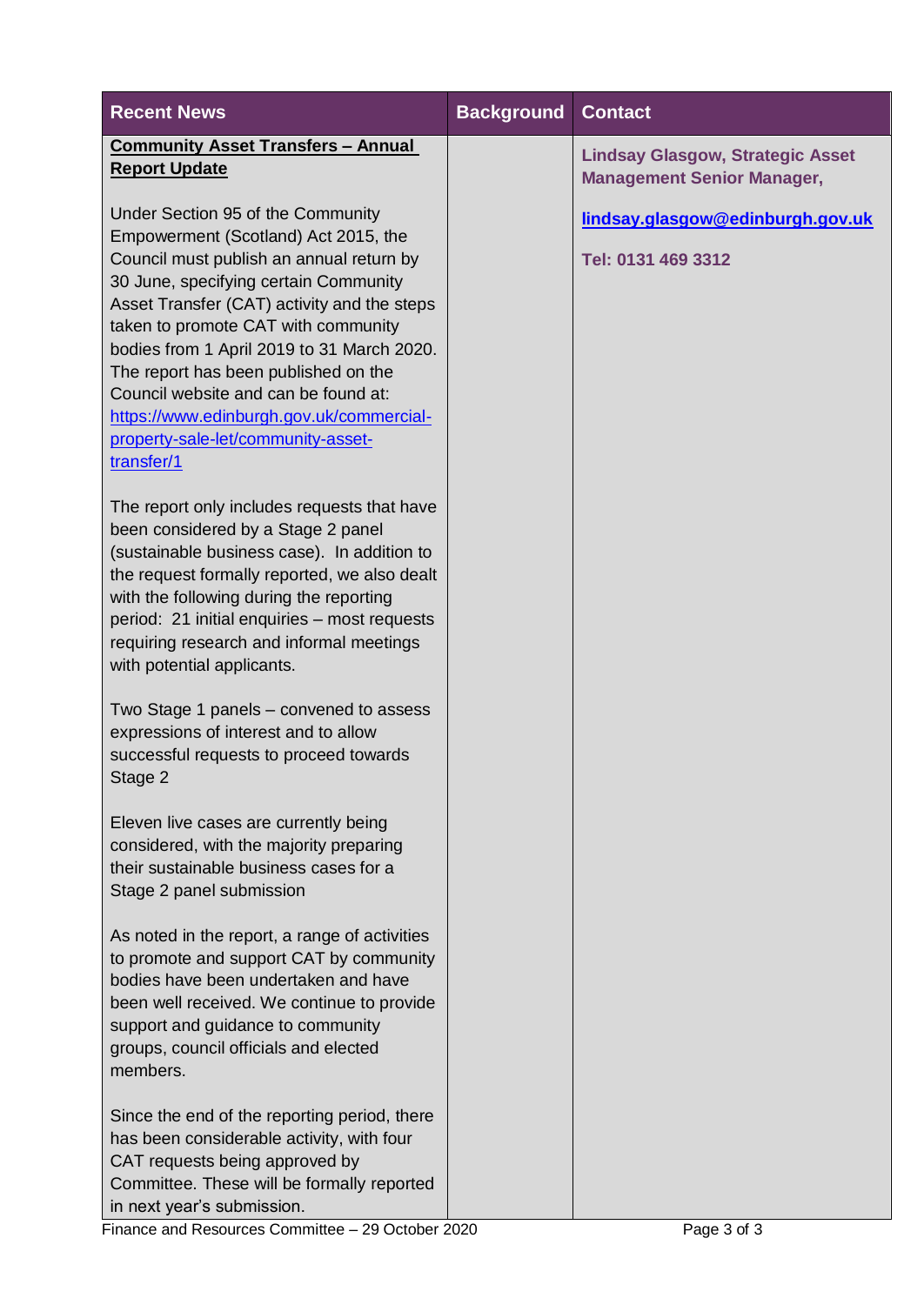| Recent News | Background | Contact |
| --- | --- | --- |
| **Community Asset Transfers – Annual Report Update**<br><br>Under Section 95 of the Community Empowerment (Scotland) Act 2015, the Council must publish an annual return by 30 June, specifying certain Community Asset Transfer (CAT) activity and the steps taken to promote CAT with community bodies from 1 April 2019 to 31 March 2020. The report has been published on the Council website and can be found at: https://www.edinburgh.gov.uk/commercial-property-sale-let/community-asset-transfer/1<br><br>The report only includes requests that have been considered by a Stage 2 panel (sustainable business case). In addition to the request formally reported, we also dealt with the following during the reporting period: 21 initial enquiries – most requests requiring research and informal meetings with potential applicants.<br><br>Two Stage 1 panels – convened to assess expressions of interest and to allow successful requests to proceed towards Stage 2<br><br>Eleven live cases are currently being considered, with the majority preparing their sustainable business cases for a Stage 2 panel submission<br><br>As noted in the report, a range of activities to promote and support CAT by community bodies have been undertaken and have been well received. We continue to provide support and guidance to community groups, council officials and elected members.<br><br>Since the end of the reporting period, there has been considerable activity, with four CAT requests being approved by Committee. These will be formally reported in next year's submission. | | **Lindsay Glasgow, Strategic Asset Management Senior Manager,**<br><br>**lindsay.glasgow@edinburgh.gov.uk**<br><br>**Tel: 0131 469 3312** |

Finance and Resources Committee – 29 October 2020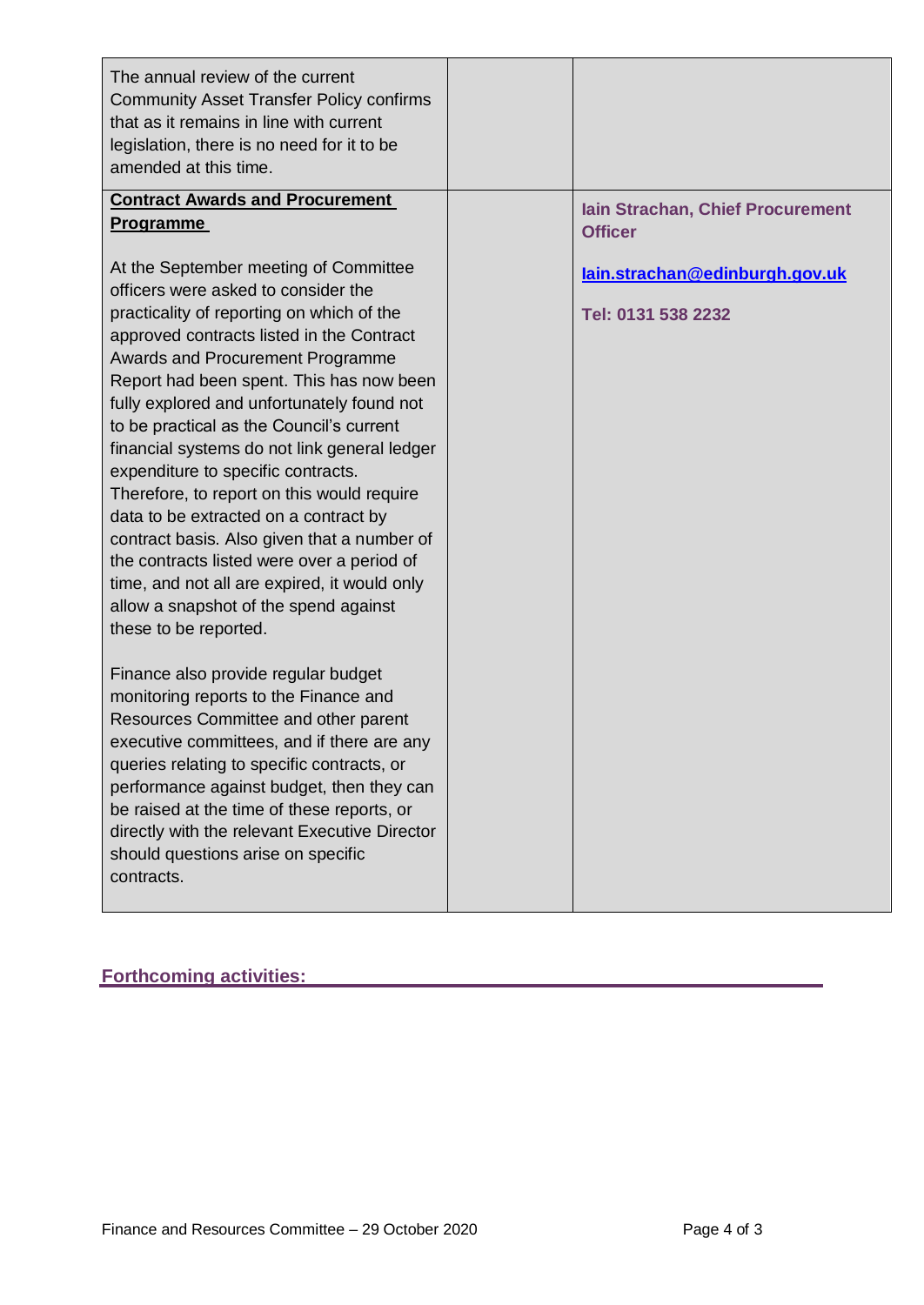| | | |
|---|---|---|
| The annual review of the current Community Asset Transfer Policy confirms that as it remains in line with current legislation, there is no need for it to be amended at this time. | | |
| **Contract Awards and Procurement Programme**<br><br>At the September meeting of Committee officers were asked to consider the practicality of reporting on which of the approved contracts listed in the Contract Awards and Procurement Programme Report had been spent. This has now been fully explored and unfortunately found not to be practical as the Council's current financial systems do not link general ledger expenditure to specific contracts. Therefore, to report on this would require data to be extracted on a contract by contract basis. Also given that a number of the contracts listed were over a period of time, and not all are expired, it would only allow a snapshot of the spend against these to be reported.<br><br>Finance also provide regular budget monitoring reports to the Finance and Resources Committee and other parent executive committees, and if there are any queries relating to specific contracts, or performance against budget, then they can be raised at the time of these reports, or directly with the relevant Executive Director should questions arise on specific contracts. | | **Iain Strachan, Chief Procurement Officer**<br><br>**iain.strachan@edinburgh.gov.uk**<br><br>**Tel: 0131 538 2232** |

## Forthcoming activities: